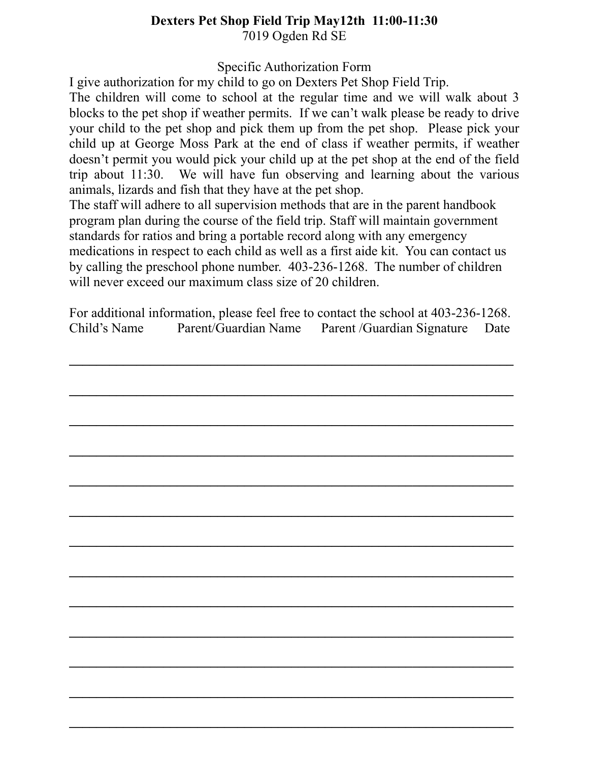**Dexters Pet Shop Field Trip May12th 11:00-11:30**
7019 Ogden Rd SE

Specific Authorization Form

I give authorization for my child to go on Dexters Pet Shop Field Trip.
The children will come to school at the regular time and we will walk about 3 blocks to the pet shop if weather permits. If we can't walk please be ready to drive your child to the pet shop and pick them up from the pet shop. Please pick your child up at George Moss Park at the end of class if weather permits, if weather doesn't permit you would pick your child up at the pet shop at the end of the field trip about 11:30. We will have fun observing and learning about the various animals, lizards and fish that they have at the pet shop.
The staff will adhere to all supervision methods that are in the parent handbook program plan during the course of the field trip. Staff will maintain government standards for ratios and bring a portable record along with any emergency medications in respect to each child as well as a first aide kit. You can contact us by calling the preschool phone number. 403-236-1268. The number of children will never exceed our maximum class size of 20 children.

For additional information, please feel free to contact the school at 403-236-1268.

| Child's Name | Parent/Guardian Name | Parent /Guardian Signature | Date |
|---|---|---|---|
| | | | |
| | | | |
| | | | |
| | | | |
| | | | |
| | | | |
| | | | |
| | | | |
| | | | |
| | | | |
| | | | |
| | | | |
| | | | |